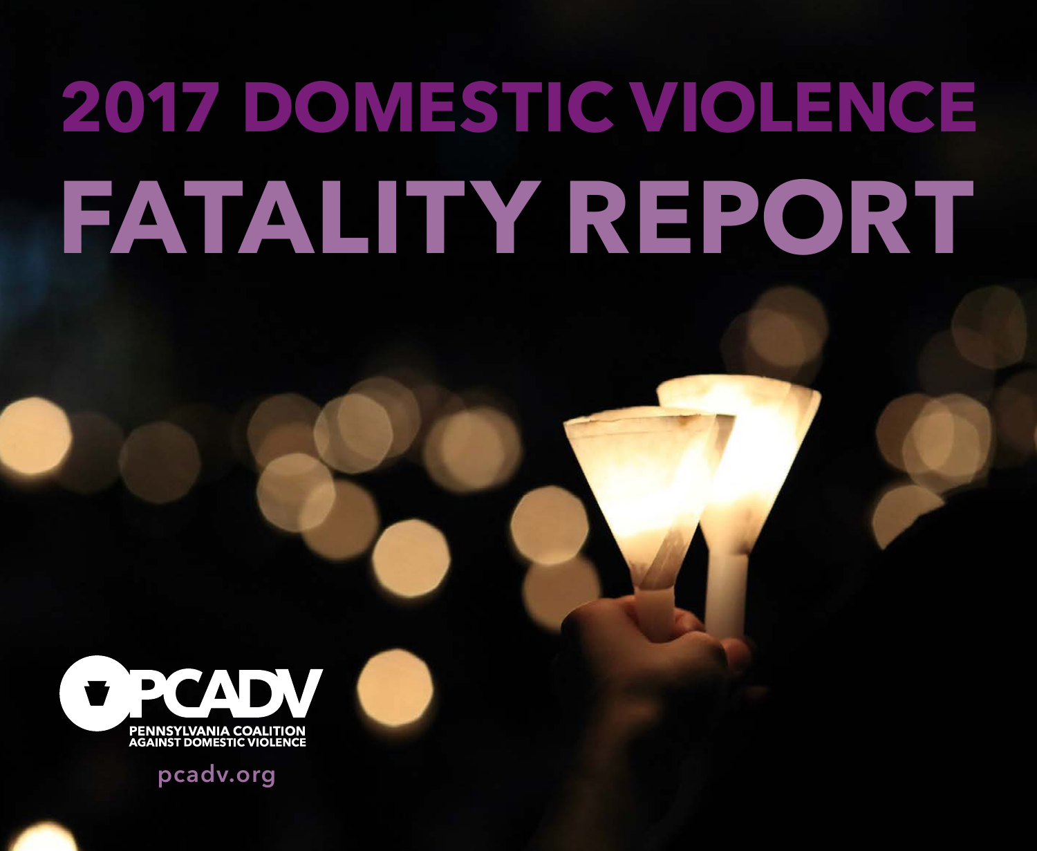# 2017 DOMESTIC VIOLENCE FATALITY REPORT

PCADV

PENNSYLVANIA COALITION AGAINST DOMESTIC VIOLENCE

pcadv.org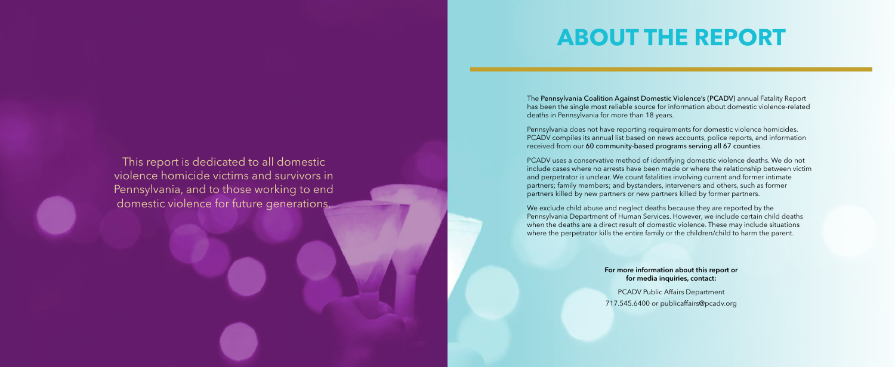This report is dedicated to all domestic violence homicide victims and survivors in Pennsylvania, and to those working to end domestic violence for future generations.

# ABOUT THE REPORT

The **Pennsylvania Coalition Against Domestic Violence's (PCADV)** annual Fatality Report has been the single most reliable source for information about domestic violence-related deaths in Pennsylvania for more than 18 years.

Pennsylvania does not have reporting requirements for domestic violence homicides. PCADV compiles its annual list based on news accounts, police reports, and information received from our **60 community-based programs serving all 67 counties**.

PCADV uses a conservative method of identifying domestic violence deaths. We do not include cases where no arrests have been made or where the relationship between victim and perpetrator is unclear. We count fatalities involving current and former intimate partners; family members; and bystanders, interveners and others, such as former partners killed by new partners or new partners killed by former partners.

We exclude child abuse and neglect deaths because they are reported by the Pennsylvania Department of Human Services. However, we include certain child deaths when the deaths are a direct result of domestic violence. These may include situations where the perpetrator kills the entire family or the children/child to harm the parent.

**For more information about this report or for media inquiries, contact:**

PCADV Public Affairs Department
717.545.6400 or publicaffairs@pcadv.org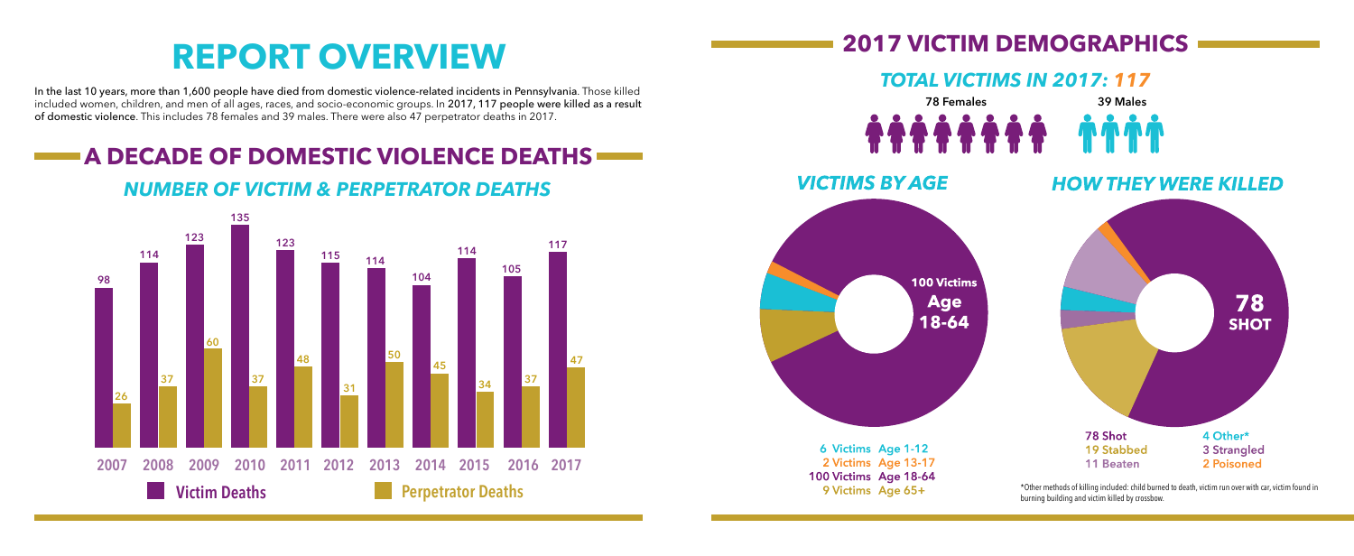# REPORT OVERVIEW

In the last 10 years, more than 1,600 people have died from domestic violence-related incidents in Pennsylvania. Those killed included women, children, and men of all ages, races, and socio-economic groups. In 2017, 117 people were killed as a result of domestic violence. This includes 78 females and 39 males. There were also 47 perpetrator deaths in 2017.

## A DECADE OF DOMESTIC VIOLENCE DEATHS

### *NUMBER OF VICTIM & PERPETRATOR DEATHS*

| Year | Victim Deaths | Perpetrator Deaths |
|---|---|---|
| 2007 | 98 | 26 |
| 2008 | 114 | 37 |
| 2009 | 123 | 60 |
| 2010 | 135 | 37 |
| 2011 | 123 | 48 |
| 2012 | 115 | 31 |
| 2013 | 114 | 50 |
| 2014 | 104 | 45 |
| 2015 | 114 | 34 |
| 2016 | 105 | 37 |
| 2017 | 117 | 47 |

## 2017 VICTIM DEMOGRAPHICS

### *TOTAL VICTIMS IN 2017: 117*

78 Females

39 Males

### *VICTIMS BY AGE*

100 Victims Age 18-64

- 6 Victims Age 1-12
- 2 Victims Age 13-17
- 100 Victims Age 18-64
- 9 Victims Age 65+

### *HOW THEY WERE KILLED*

78 SHOT

- 78 Shot
- 19 Stabbed
- 11 Beaten
- 4 Other*
- 3 Strangled
- 2 Poisoned

*Other methods of killing included: child burned to death, victim run over with car, victim found in burning building and victim killed by crossbow.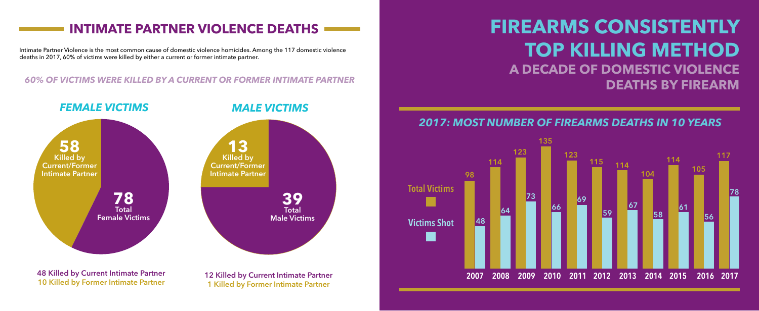## INTIMATE PARTNER VIOLENCE DEATHS

Intimate Partner Violence is the most common cause of domestic violence homicides. Among the 117 domestic violence deaths in 2017, 60% of victims were killed by either a current or former intimate partner.

*60% OF VICTIMS WERE KILLED BY A CURRENT OR FORMER INTIMATE PARTNER*

### *FEMALE VICTIMS*

**58** Killed by Current/Former Intimate Partner

**78** Total Female Victims

48 Killed by Current Intimate Partner
10 Killed by Former Intimate Partner

### *MALE VICTIMS*

**13** Killed by Current/Former Intimate Partner

**39** Total Male Victims

12 Killed by Current Intimate Partner
1 Killed by Former Intimate Partner

# FIREARMS CONSISTENTLY TOP KILLING METHOD

## A DECADE OF DOMESTIC VIOLENCE DEATHS BY FIREARM

### *2017: MOST NUMBER OF FIREARMS DEATHS IN 10 YEARS*

| Year | Total Victims | Victims Shot |
|---|---|---|
| 2007 | 98 | 48 |
| 2008 | 114 | 64 |
| 2009 | 123 | 73 |
| 2010 | 135 | 66 |
| 2011 | 123 | 69 |
| 2012 | 115 | 59 |
| 2013 | 114 | 67 |
| 2014 | 104 | 58 |
| 2015 | 114 | 61 |
| 2016 | 105 | 56 |
| 2017 | 117 | 78 |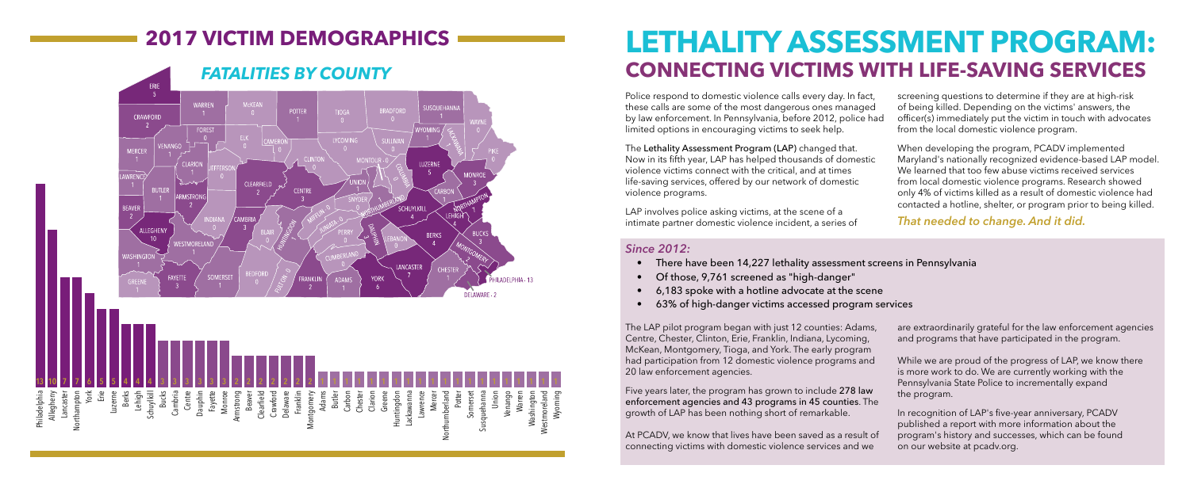## 2017 VICTIM DEMOGRAPHICS

### *FATALITIES BY COUNTY*

| County | Fatalities |
|---|---|
| Philadelphia | 13 |
| Allegheny | 10 |
| Lancaster | 7 |
| Northampton | 7 |
| York | 6 |
| Erie | 5 |
| Luzerne | 5 |
| Berks | 4 |
| Lehigh | 4 |
| Schuylkill | 4 |
| Bucks | 3 |
| Cambria | 3 |
| Centre | 3 |
| Dauphin | 3 |
| Fayette | 3 |
| Monroe | 3 |
| Armstrong | 2 |
| Beaver | 2 |
| Clearfield | 2 |
| Crawford | 2 |
| Delaware | 2 |
| Franklin | 2 |
| Montgomery | 2 |
| Adams | 1 |
| Butler | 1 |
| Carbon | 1 |
| Chester | 1 |
| Clarion | 1 |
| Greene | 1 |
| Huntingdon | 1 |
| Lackawanna | 1 |
| Lawrence | 1 |
| Mercer | 1 |
| Northumberland | 1 |
| Potter | 1 |
| Somerset | 1 |
| Susquehanna | 1 |
| Union | 1 |
| Venango | 1 |
| Warren | 1 |
| Washington | 1 |
| Westmoreland | 1 |
| Wyoming | 1 |

# LETHALITY ASSESSMENT PROGRAM: CONNECTING VICTIMS WITH LIFE-SAVING SERVICES

Police respond to domestic violence calls every day. In fact, these calls are some of the most dangerous ones managed by law enforcement. In Pennsylvania, before 2012, police had limited options in encouraging victims to seek help.

The **Lethality Assessment Program (LAP)** changed that. Now in its fifth year, LAP has helped thousands of domestic violence victims connect with the critical, and at times life-saving services, offered by our network of domestic violence programs.

LAP involves police asking victims, at the scene of a intimate partner domestic violence incident, a series of screening questions to determine if they are at high-risk of being killed. Depending on the victims' answers, the officer(s) immediately put the victim in touch with advocates from the local domestic violence program.

When developing the program, PCADV implemented Maryland's nationally recognized evidence-based LAP model. We learned that too few abuse victims received services from local domestic violence programs. Research showed only 4% of victims killed as a result of domestic violence had contacted a hotline, shelter, or program prior to being killed.

*That needed to change. And it did.*

### *Since 2012:*

- There have been 14,227 lethality assessment screens in Pennsylvania
- Of those, 9,761 screened as "high-danger"
- 6,183 spoke with a hotline advocate at the scene
- 63% of high-danger victims accessed program services

The LAP pilot program began with just 12 counties: Adams, Centre, Chester, Clinton, Erie, Franklin, Indiana, Lycoming, McKean, Montgomery, Tioga, and York. The early program had participation from 12 domestic violence programs and 20 law enforcement agencies.

Five years later, the program has grown to include **278 law enforcement agencies and 43 programs in 45 counties**. The growth of LAP has been nothing short of remarkable.

At PCADV, we know that lives have been saved as a result of connecting victims with domestic violence services and we are extraordinarily grateful for the law enforcement agencies and programs that have participated in the program.

While we are proud of the progress of LAP, we know there is more work to do. We are currently working with the Pennsylvania State Police to incrementally expand the program.

In recognition of LAP's five-year anniversary, PCADV published a report with more information about the program's history and successes, which can be found on our website at pcadv.org.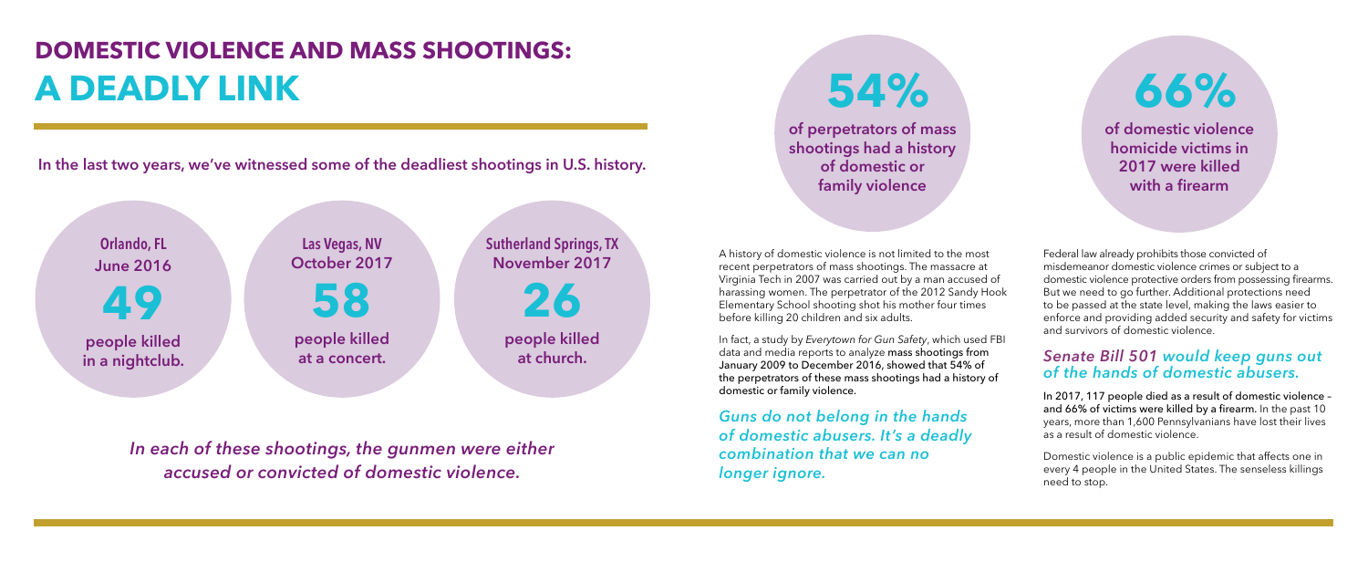# DOMESTIC VIOLENCE AND MASS SHOOTINGS:
# A DEADLY LINK

**In the last two years, we've witnessed some of the deadliest shootings in U.S. history.**

**Orlando, FL**
**June 2016**
**49**
**people killed in a nightclub.**

**Las Vegas, NV**
**October 2017**
**58**
**people killed at a concert.**

**Sutherland Springs, TX**
**November 2017**
**26**
**people killed at church.**

*In each of these shootings, the gunmen were either accused or convicted of domestic violence.*

**54%**

**of perpetrators of mass shootings had a history of domestic or family violence**

A history of domestic violence is not limited to the most recent perpetrators of mass shootings. The massacre at Virginia Tech in 2007 was carried out by a man accused of harassing women. The perpetrator of the 2012 Sandy Hook Elementary School shooting shot his mother four times before killing 20 children and six adults.

In fact, a study by *Everytown for Gun Safety*, which used FBI data and media reports to analyze mass shootings from January 2009 to December 2016, showed that 54% of the perpetrators of these mass shootings had a history of domestic or family violence.

*Guns do not belong in the hands of domestic abusers. It's a deadly combination that we can no longer ignore.*

**66%**

**of domestic violence homicide victims in 2017 were killed with a firearm**

Federal law already prohibits those convicted of misdemeanor domestic violence crimes or subject to a domestic violence protective orders from possessing firearms. But we need to go further. Additional protections need to be passed at the state level, making the laws easier to enforce and providing added security and safety for victims and survivors of domestic violence.

### *Senate Bill 501 would keep guns out of the hands of domestic abusers.*

In 2017, 117 people died as a result of domestic violence – and 66% of victims were killed by a firearm. In the past 10 years, more than 1,600 Pennsylvanians have lost their lives as a result of domestic violence.

Domestic violence is a public epidemic that affects one in every 4 people in the United States. The senseless killings need to stop.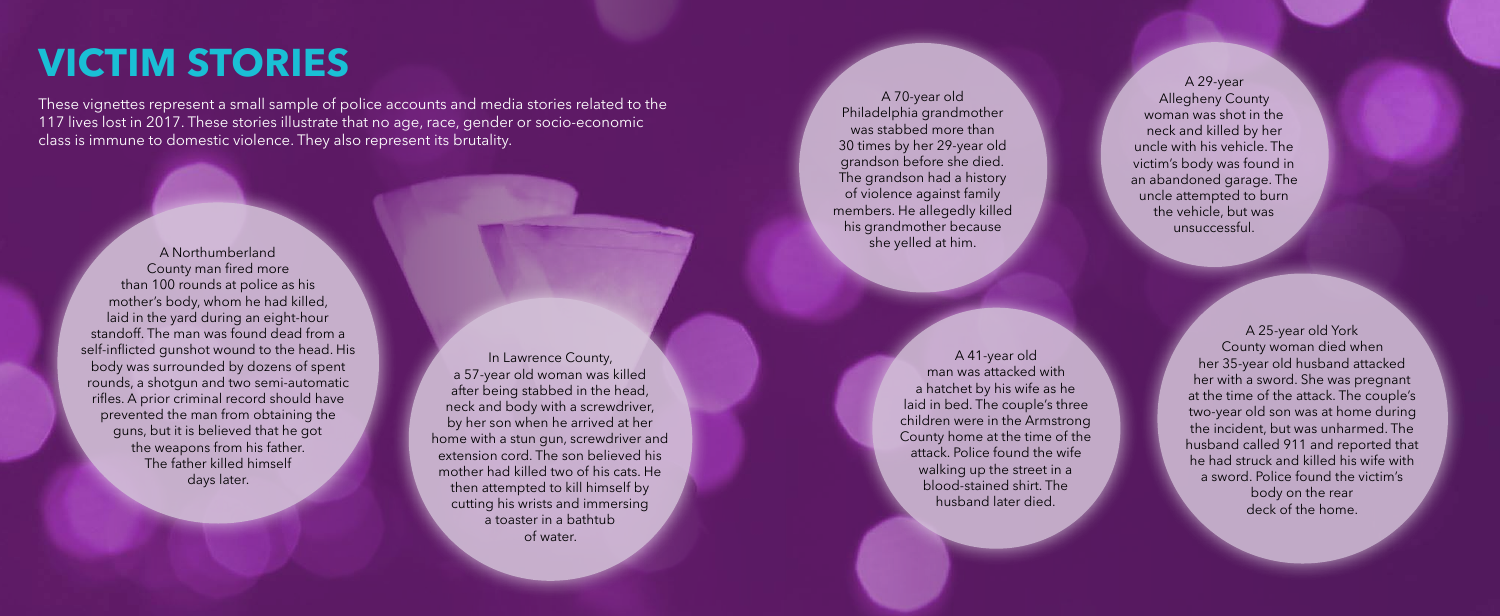# VICTIM STORIES

These vignettes represent a small sample of police accounts and media stories related to the 117 lives lost in 2017. These stories illustrate that no age, race, gender or socio-economic class is immune to domestic violence. They also represent its brutality.

A Northumberland County man fired more than 100 rounds at police as his mother's body, whom he had killed, laid in the yard during an eight-hour standoff. The man was found dead from a self-inflicted gunshot wound to the head. His body was surrounded by dozens of spent rounds, a shotgun and two semi-automatic rifles. A prior criminal record should have prevented the man from obtaining the guns, but it is believed that he got the weapons from his father. The father killed himself days later.

In Lawrence County, a 57-year old woman was killed after being stabbed in the head, neck and body with a screwdriver, by her son when he arrived at her home with a stun gun, screwdriver and extension cord. The son believed his mother had killed two of his cats. He then attempted to kill himself by cutting his wrists and immersing a toaster in a bathtub of water.

A 70-year old Philadelphia grandmother was stabbed more than 30 times by her 29-year old grandson before she died. The grandson had a history of violence against family members. He allegedly killed his grandmother because she yelled at him.

A 41-year old man was attacked with a hatchet by his wife as he laid in bed. The couple's three children were in the Armstrong County home at the time of the attack. Police found the wife walking up the street in a blood-stained shirt. The husband later died.

A 29-year Allegheny County woman was shot in the neck and killed by her uncle with his vehicle. The victim's body was found in an abandoned garage. The uncle attempted to burn the vehicle, but was unsuccessful.

A 25-year old York County woman died when her 35-year old husband attacked her with a sword. She was pregnant at the time of the attack. The couple's two-year old son was at home during the incident, but was unharmed. The husband called 911 and reported that he had struck and killed his wife with a sword. Police found the victim's body on the rear deck of the home.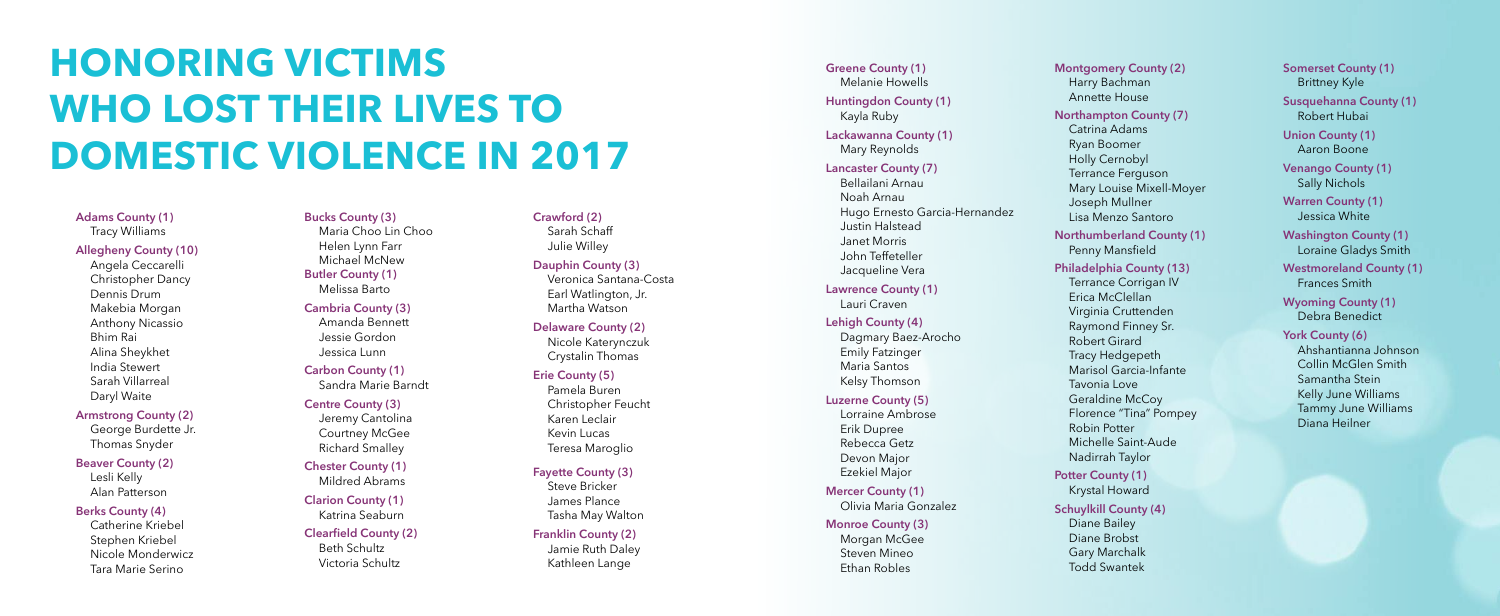# HONORING VICTIMS WHO LOST THEIR LIVES TO DOMESTIC VIOLENCE IN 2017

**Adams County (1)**
- Tracy Williams

**Allegheny County (10)**
- Angela Ceccarelli
- Christopher Dancy
- Dennis Drum
- Makebia Morgan
- Anthony Nicassio
- Bhim Rai
- Alina Sheykhet
- India Stewert
- Sarah Villarreal
- Daryl Waite

**Armstrong County (2)**
- George Burdette Jr.
- Thomas Snyder

**Beaver County (2)**
- Lesli Kelly
- Alan Patterson

**Berks County (4)**
- Catherine Kriebel
- Stephen Kriebel
- Nicole Monderwicz
- Tara Marie Serino

**Bucks County (3)**
- Maria Choo Lin Choo
- Helen Lynn Farr
- Michael McNew

**Butler County (1)**
- Melissa Barto

**Cambria County (3)**
- Amanda Bennett
- Jessie Gordon
- Jessica Lunn

**Carbon County (1)**
- Sandra Marie Barndt

**Centre County (3)**
- Jeremy Cantolina
- Courtney McGee
- Richard Smalley

**Chester County (1)**
- Mildred Abrams

**Clarion County (1)**
- Katrina Seaburn

**Clearfield County (2)**
- Beth Schultz
- Victoria Schultz

**Crawford (2)**
- Sarah Schaff
- Julie Willey

**Dauphin County (3)**
- Veronica Santana-Costa
- Earl Watlington, Jr.
- Martha Watson

**Delaware County (2)**
- Nicole Katerynczuk
- Crystalin Thomas

**Erie County (5)**
- Pamela Buren
- Christopher Feucht
- Karen Leclair
- Kevin Lucas
- Teresa Maroglio

**Fayette County (3)**
- Steve Bricker
- James Plance
- Tasha May Walton

**Franklin County (2)**
- Jamie Ruth Daley
- Kathleen Lange

**Greene County (1)**
- Melanie Howells

**Huntingdon County (1)**
- Kayla Ruby

**Lackawanna County (1)**
- Mary Reynolds

**Lancaster County (7)**
- Bellailani Arnau
- Noah Arnau
- Hugo Ernesto Garcia-Hernandez
- Justin Halstead
- Janet Morris
- John Teffeteller
- Jacqueline Vera

**Lawrence County (1)**
- Lauri Craven

**Lehigh County (4)**
- Dagmary Baez-Arocho
- Emily Fatzinger
- Maria Santos
- Kelsy Thomson

**Luzerne County (5)**
- Lorraine Ambrose
- Erik Dupree
- Rebecca Getz
- Devon Major
- Ezekiel Major

**Mercer County (1)**
- Olivia Maria Gonzalez

**Monroe County (3)**
- Morgan McGee
- Steven Mineo
- Ethan Robles

**Montgomery County (2)**
- Harry Bachman
- Annette House

**Northampton County (7)**
- Catrina Adams
- Ryan Boomer
- Holly Cernobyl
- Terrance Ferguson
- Mary Louise Mixell-Moyer
- Joseph Mullner
- Lisa Menzo Santoro

**Northumberland County (1)**
- Penny Mansfield

**Philadelphia County (13)**
- Terrance Corrigan IV
- Erica McClellan
- Virginia Cruttenden
- Raymond Finney Sr.
- Robert Girard
- Tracy Hedgepeth
- Marisol Garcia-Infante
- Tavonia Love
- Geraldine McCoy
- Florence "Tina" Pompey
- Robin Potter
- Michelle Saint-Aude
- Nadirrah Taylor

**Potter County (1)**
- Krystal Howard

**Schuylkill County (4)**
- Diane Bailey
- Diane Brobst
- Gary Marchalk
- Todd Swantek

**Somerset County (1)**
- Brittney Kyle

**Susquehanna County (1)**
- Robert Hubai

**Union County (1)**
- Aaron Boone

**Venango County (1)**
- Sally Nichols

**Warren County (1)**
- Jessica White

**Washington County (1)**
- Loraine Gladys Smith

**Westmoreland County (1)**
- Frances Smith

**Wyoming County (1)**
- Debra Benedict

**York County (6)**
- Ahshantianna Johnson
- Collin McGlen Smith
- Samantha Stein
- Kelly June Williams
- Tammy June Williams
- Diana Heilner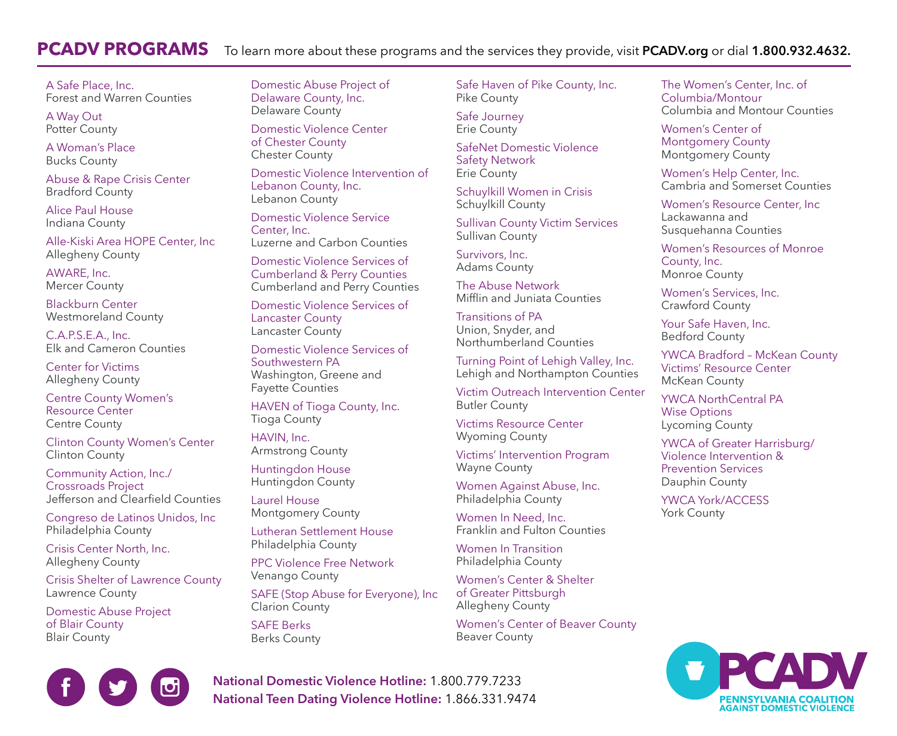## PCADV PROGRAMS

To learn more about these programs and the services they provide, visit **PCADV.org** or dial **1.800.932.4632.**

A Safe Place, Inc.
Forest and Warren Counties

A Way Out
Potter County

A Woman's Place
Bucks County

Abuse & Rape Crisis Center
Bradford County

Alice Paul House
Indiana County

Alle-Kiski Area HOPE Center, Inc
Allegheny County

AWARE, Inc.
Mercer County

Blackburn Center
Westmoreland County

C.A.P.S.E.A., Inc.
Elk and Cameron Counties

Center for Victims
Allegheny County

Centre County Women's Resource Center
Centre County

Clinton County Women's Center
Clinton County

Community Action, Inc./ Crossroads Project
Jefferson and Clearfield Counties

Congreso de Latinos Unidos, Inc
Philadelphia County

Crisis Center North, Inc.
Allegheny County

Crisis Shelter of Lawrence County
Lawrence County

Domestic Abuse Project of Blair County
Blair County

Domestic Abuse Project of Delaware County, Inc.
Delaware County

Domestic Violence Center of Chester County
Chester County

Domestic Violence Intervention of Lebanon County, Inc.
Lebanon County

Domestic Violence Service Center, Inc.
Luzerne and Carbon Counties

Domestic Violence Services of Cumberland & Perry Counties
Cumberland and Perry Counties

Domestic Violence Services of Lancaster County
Lancaster County

Domestic Violence Services of Southwestern PA
Washington, Greene and Fayette Counties

HAVEN of Tioga County, Inc.
Tioga County

HAVIN, Inc.
Armstrong County

Huntingdon House
Huntingdon County

Laurel House
Montgomery County

Lutheran Settlement House
Philadelphia County

PPC Violence Free Network
Venango County

SAFE (Stop Abuse for Everyone), Inc
Clarion County

SAFE Berks
Berks County

Safe Haven of Pike County, Inc.
Pike County

Safe Journey
Erie County

SafeNet Domestic Violence Safety Network
Erie County

Schuylkill Women in Crisis
Schuylkill County

Sullivan County Victim Services
Sullivan County

Survivors, Inc.
Adams County

The Abuse Network
Mifflin and Juniata Counties

Transitions of PA
Union, Snyder, and Northumberland Counties

Turning Point of Lehigh Valley, Inc.
Lehigh and Northampton Counties

Victim Outreach Intervention Center
Butler County

Victims Resource Center
Wyoming County

Victims' Intervention Program
Wayne County

Women Against Abuse, Inc.
Philadelphia County

Women In Need, Inc.
Franklin and Fulton Counties

Women In Transition
Philadelphia County

Women's Center & Shelter of Greater Pittsburgh
Allegheny County

Women's Center of Beaver County
Beaver County

The Women's Center, Inc. of Columbia/Montour
Columbia and Montour Counties

Women's Center of Montgomery County
Montgomery County

Women's Help Center, Inc.
Cambria and Somerset Counties

Women's Resource Center, Inc
Lackawanna and Susquehanna Counties

Women's Resources of Monroe County, Inc.
Monroe County

Women's Services, Inc.
Crawford County

Your Safe Haven, Inc.
Bedford County

YWCA Bradford – McKean County Victims' Resource Center
McKean County

YWCA NorthCentral PA Wise Options
Lycoming County

YWCA of Greater Harrisburg/ Violence Intervention & Prevention Services
Dauphin County

YWCA York/ACCESS
York County

**National Domestic Violence Hotline:** 1.800.779.7233
**National Teen Dating Violence Hotline:** 1.866.331.9474

PCADV
PENNSYLVANIA COALITION AGAINST DOMESTIC VIOLENCE